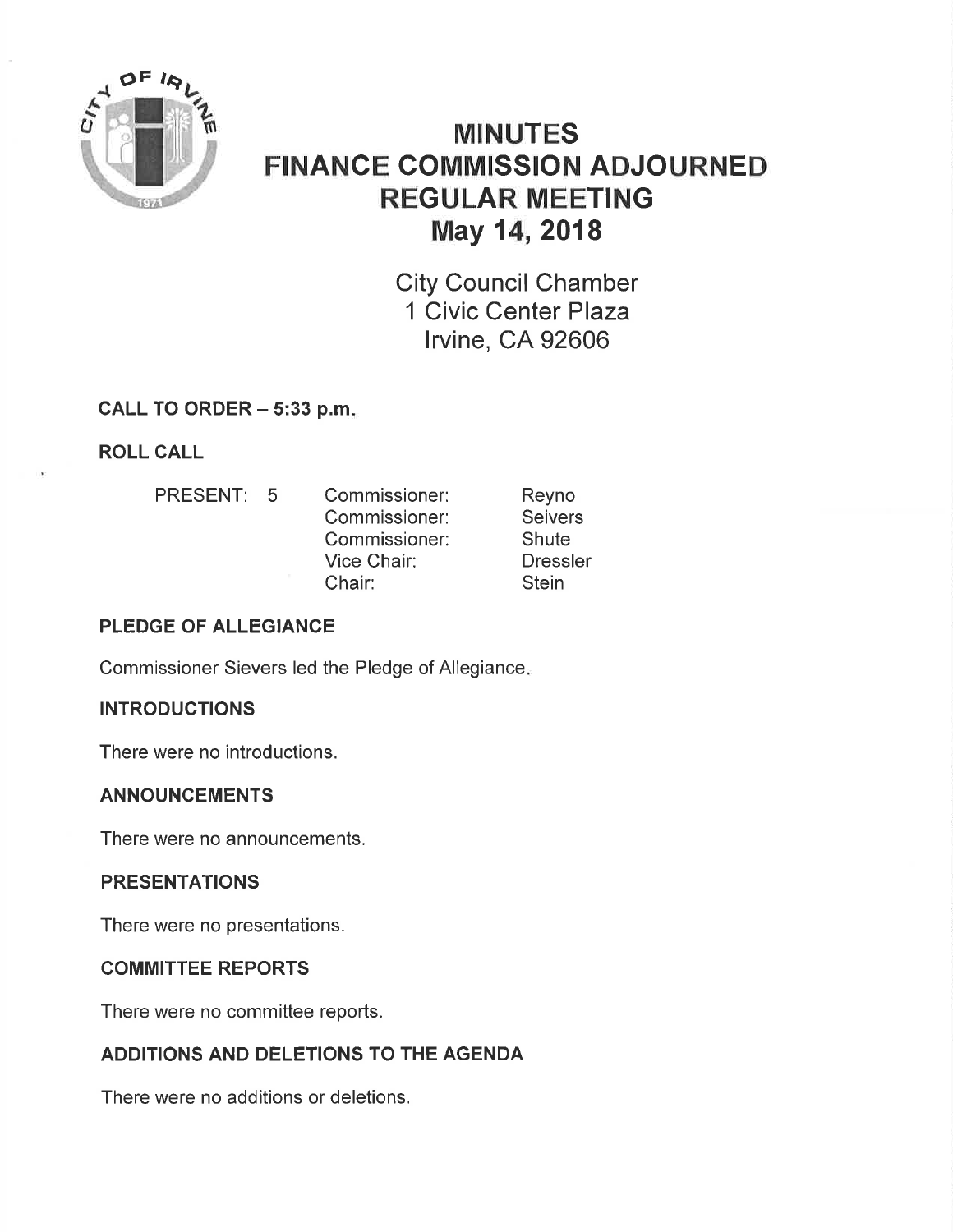# MINUTES
# FINANCE COMMISSION ADJOURNED REGULAR MEETING
# May 14, 2018

City Council Chamber
1 Civic Center Plaza
Irvine, CA 92606

## CALL TO ORDER – 5:33 p.m.

## ROLL CALL

| | | |
|---|---|---|
| PRESENT: 5 | Commissioner: | Reyno |
| | Commissioner: | Seivers |
| | Commissioner: | Shute |
| | Vice Chair: | Dressler |
| | Chair: | Stein |

## PLEDGE OF ALLEGIANCE

Commissioner Sievers led the Pledge of Allegiance.

## INTRODUCTIONS

There were no introductions.

## ANNOUNCEMENTS

There were no announcements.

## PRESENTATIONS

There were no presentations.

## COMMITTEE REPORTS

There were no committee reports.

## ADDITIONS AND DELETIONS TO THE AGENDA

There were no additions or deletions.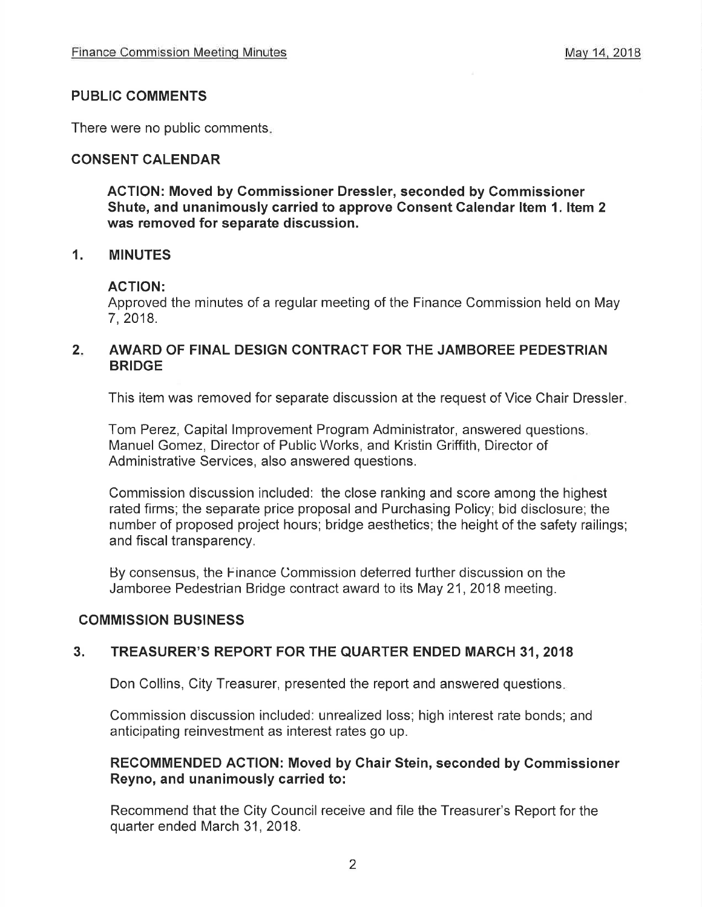## PUBLIC COMMENTS

There were no public comments.

## CONSENT CALENDAR

**ACTION: Moved by Commissioner Dressler, seconded by Commissioner Shute, and unanimously carried to approve Consent Calendar Item 1. Item 2 was removed for separate discussion.**

### 1. MINUTES

**ACTION:**
Approved the minutes of a regular meeting of the Finance Commission held on May 7, 2018.

### 2. AWARD OF FINAL DESIGN CONTRACT FOR THE JAMBOREE PEDESTRIAN BRIDGE

This item was removed for separate discussion at the request of Vice Chair Dressler.

Tom Perez, Capital Improvement Program Administrator, answered questions. Manuel Gomez, Director of Public Works, and Kristin Griffith, Director of Administrative Services, also answered questions.

Commission discussion included: the close ranking and score among the highest rated firms; the separate price proposal and Purchasing Policy; bid disclosure; the number of proposed project hours; bridge aesthetics; the height of the safety railings; and fiscal transparency.

By consensus, the Finance Commission deferred further discussion on the Jamboree Pedestrian Bridge contract award to its May 21, 2018 meeting.

## COMMISSION BUSINESS

### 3. TREASURER'S REPORT FOR THE QUARTER ENDED MARCH 31, 2018

Don Collins, City Treasurer, presented the report and answered questions.

Commission discussion included: unrealized loss; high interest rate bonds; and anticipating reinvestment as interest rates go up.

**RECOMMENDED ACTION: Moved by Chair Stein, seconded by Commissioner Reyno, and unanimously carried to:**

Recommend that the City Council receive and file the Treasurer's Report for the quarter ended March 31, 2018.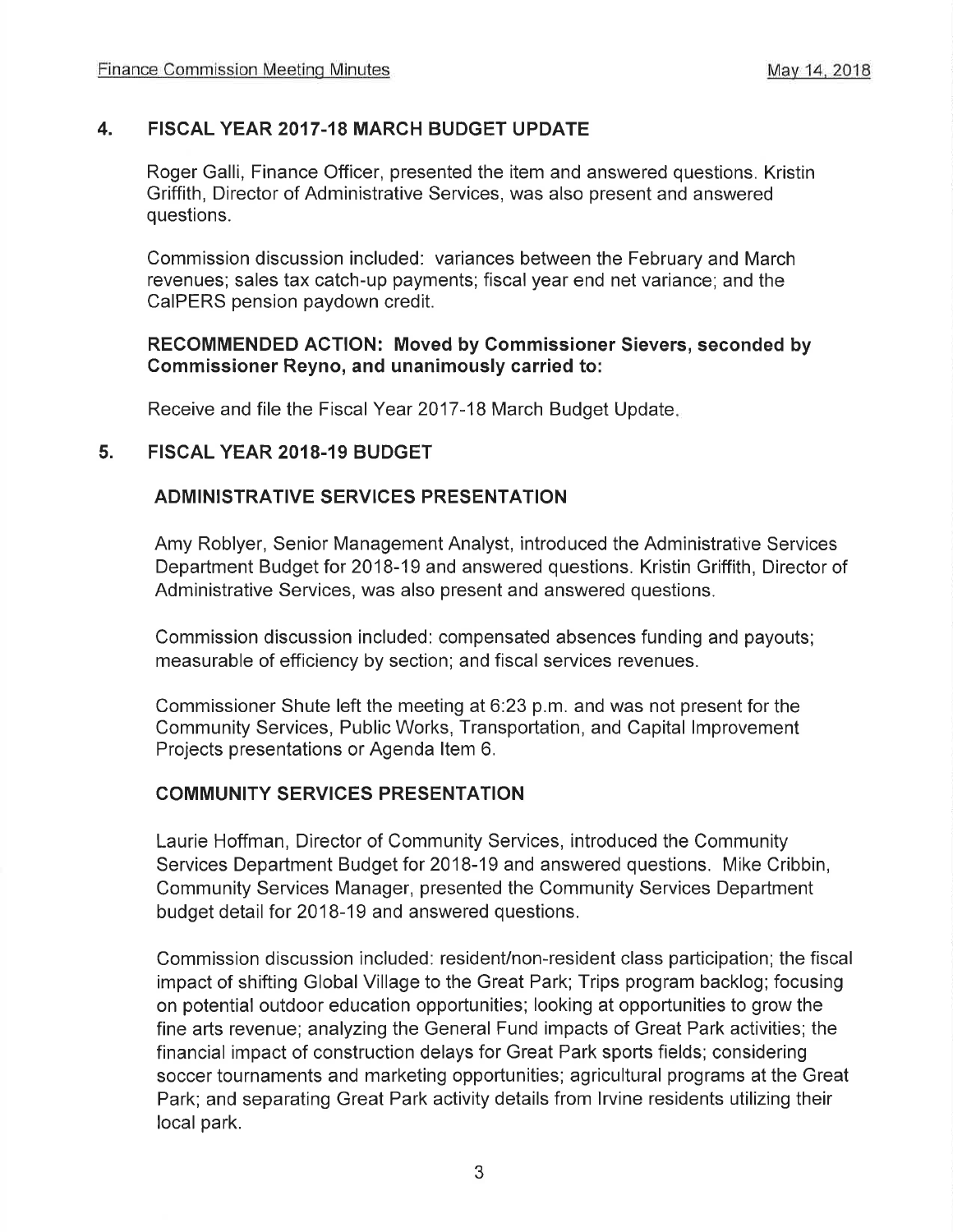## 4. FISCAL YEAR 2017-18 MARCH BUDGET UPDATE

Roger Galli, Finance Officer, presented the item and answered questions. Kristin Griffith, Director of Administrative Services, was also present and answered questions.

Commission discussion included: variances between the February and March revenues; sales tax catch-up payments; fiscal year end net variance; and the CalPERS pension paydown credit.

**RECOMMENDED ACTION: Moved by Commissioner Sievers, seconded by Commissioner Reyno, and unanimously carried to:**

Receive and file the Fiscal Year 2017-18 March Budget Update.

## 5. FISCAL YEAR 2018-19 BUDGET

### ADMINISTRATIVE SERVICES PRESENTATION

Amy Roblyer, Senior Management Analyst, introduced the Administrative Services Department Budget for 2018-19 and answered questions. Kristin Griffith, Director of Administrative Services, was also present and answered questions.

Commission discussion included: compensated absences funding and payouts; measurable of efficiency by section; and fiscal services revenues.

Commissioner Shute left the meeting at 6:23 p.m. and was not present for the Community Services, Public Works, Transportation, and Capital Improvement Projects presentations or Agenda Item 6.

### COMMUNITY SERVICES PRESENTATION

Laurie Hoffman, Director of Community Services, introduced the Community Services Department Budget for 2018-19 and answered questions. Mike Cribbin, Community Services Manager, presented the Community Services Department budget detail for 2018-19 and answered questions.

Commission discussion included: resident/non-resident class participation; the fiscal impact of shifting Global Village to the Great Park; Trips program backlog; focusing on potential outdoor education opportunities; looking at opportunities to grow the fine arts revenue; analyzing the General Fund impacts of Great Park activities; the financial impact of construction delays for Great Park sports fields; considering soccer tournaments and marketing opportunities; agricultural programs at the Great Park; and separating Great Park activity details from Irvine residents utilizing their local park.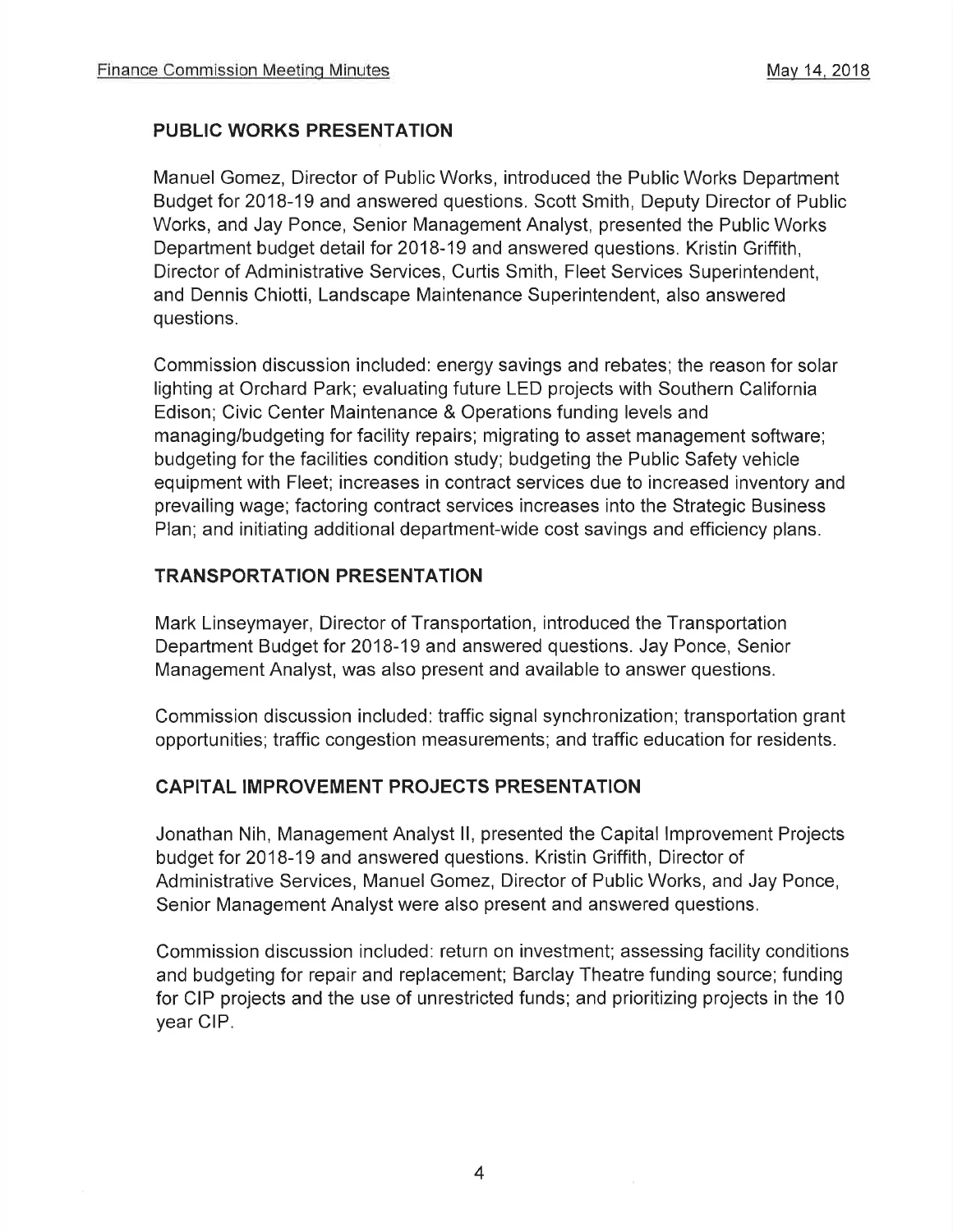## PUBLIC WORKS PRESENTATION

Manuel Gomez, Director of Public Works, introduced the Public Works Department Budget for 2018-19 and answered questions. Scott Smith, Deputy Director of Public Works, and Jay Ponce, Senior Management Analyst, presented the Public Works Department budget detail for 2018-19 and answered questions. Kristin Griffith, Director of Administrative Services, Curtis Smith, Fleet Services Superintendent, and Dennis Chiotti, Landscape Maintenance Superintendent, also answered questions.

Commission discussion included: energy savings and rebates; the reason for solar lighting at Orchard Park; evaluating future LED projects with Southern California Edison; Civic Center Maintenance & Operations funding levels and managing/budgeting for facility repairs; migrating to asset management software; budgeting for the facilities condition study; budgeting the Public Safety vehicle equipment with Fleet; increases in contract services due to increased inventory and prevailing wage; factoring contract services increases into the Strategic Business Plan; and initiating additional department-wide cost savings and efficiency plans.

## TRANSPORTATION PRESENTATION

Mark Linseymayer, Director of Transportation, introduced the Transportation Department Budget for 2018-19 and answered questions. Jay Ponce, Senior Management Analyst, was also present and available to answer questions.

Commission discussion included: traffic signal synchronization; transportation grant opportunities; traffic congestion measurements; and traffic education for residents.

## CAPITAL IMPROVEMENT PROJECTS PRESENTATION

Jonathan Nih, Management Analyst II, presented the Capital Improvement Projects budget for 2018-19 and answered questions. Kristin Griffith, Director of Administrative Services, Manuel Gomez, Director of Public Works, and Jay Ponce, Senior Management Analyst were also present and answered questions.

Commission discussion included: return on investment; assessing facility conditions and budgeting for repair and replacement; Barclay Theatre funding source; funding for CIP projects and the use of unrestricted funds; and prioritizing projects in the 10 year CIP.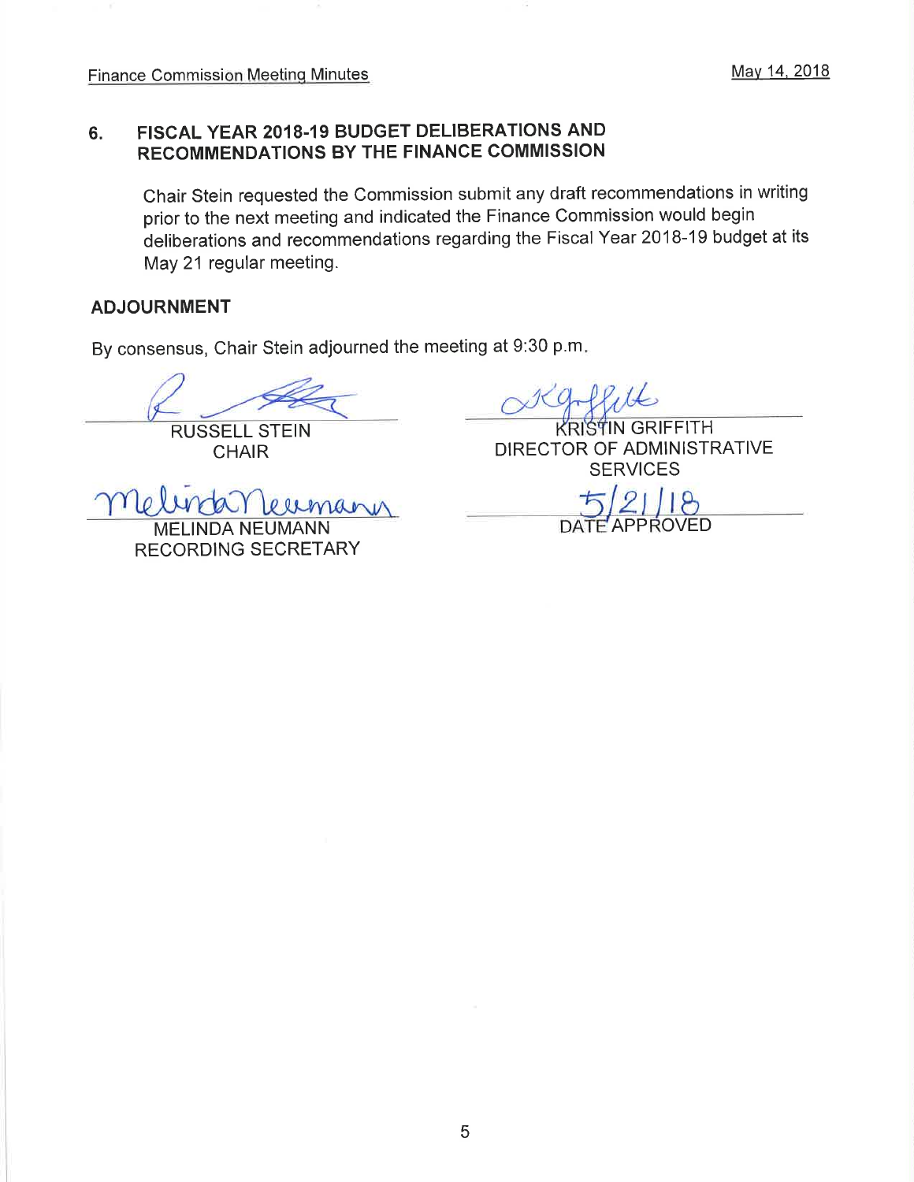## 6. FISCAL YEAR 2018-19 BUDGET DELIBERATIONS AND RECOMMENDATIONS BY THE FINANCE COMMISSION

Chair Stein requested the Commission submit any draft recommendations in writing prior to the next meeting and indicated the Finance Commission would begin deliberations and recommendations regarding the Fiscal Year 2018-19 budget at its May 21 regular meeting.

## ADJOURNMENT

By consensus, Chair Stein adjourned the meeting at 9:30 p.m.

RUSSELL STEIN
CHAIR

KRISTIN GRIFFITH
DIRECTOR OF ADMINISTRATIVE SERVICES

MELINDA NEUMANN
RECORDING SECRETARY

5/21/18
DATE APPROVED